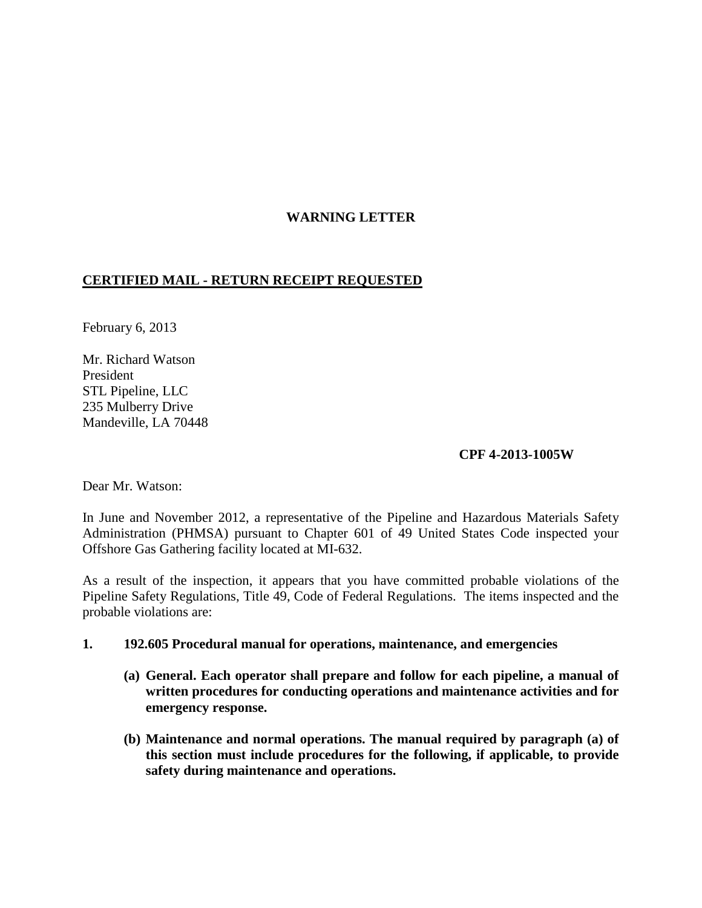**WARNING LETTER**

**CERTIFIED MAIL - RETURN RECEIPT REQUESTED**

February 6, 2013

Mr. Richard Watson
President
STL Pipeline, LLC
235 Mulberry Drive
Mandeville, LA 70448

**CPF 4-2013-1005W**

Dear Mr. Watson:

In June and November 2012, a representative of the Pipeline and Hazardous Materials Safety Administration (PHMSA) pursuant to Chapter 601 of 49 United States Code inspected your Offshore Gas Gathering facility located at MI-632.

As a result of the inspection, it appears that you have committed probable violations of the Pipeline Safety Regulations, Title 49, Code of Federal Regulations. The items inspected and the probable violations are:

**1. 192.605 Procedural manual for operations, maintenance, and emergencies**

> **(a) General. Each operator shall prepare and follow for each pipeline, a manual of written procedures for conducting operations and maintenance activities and for emergency response.**
>
> **(b) Maintenance and normal operations. The manual required by paragraph (a) of this section must include procedures for the following, if applicable, to provide safety during maintenance and operations.**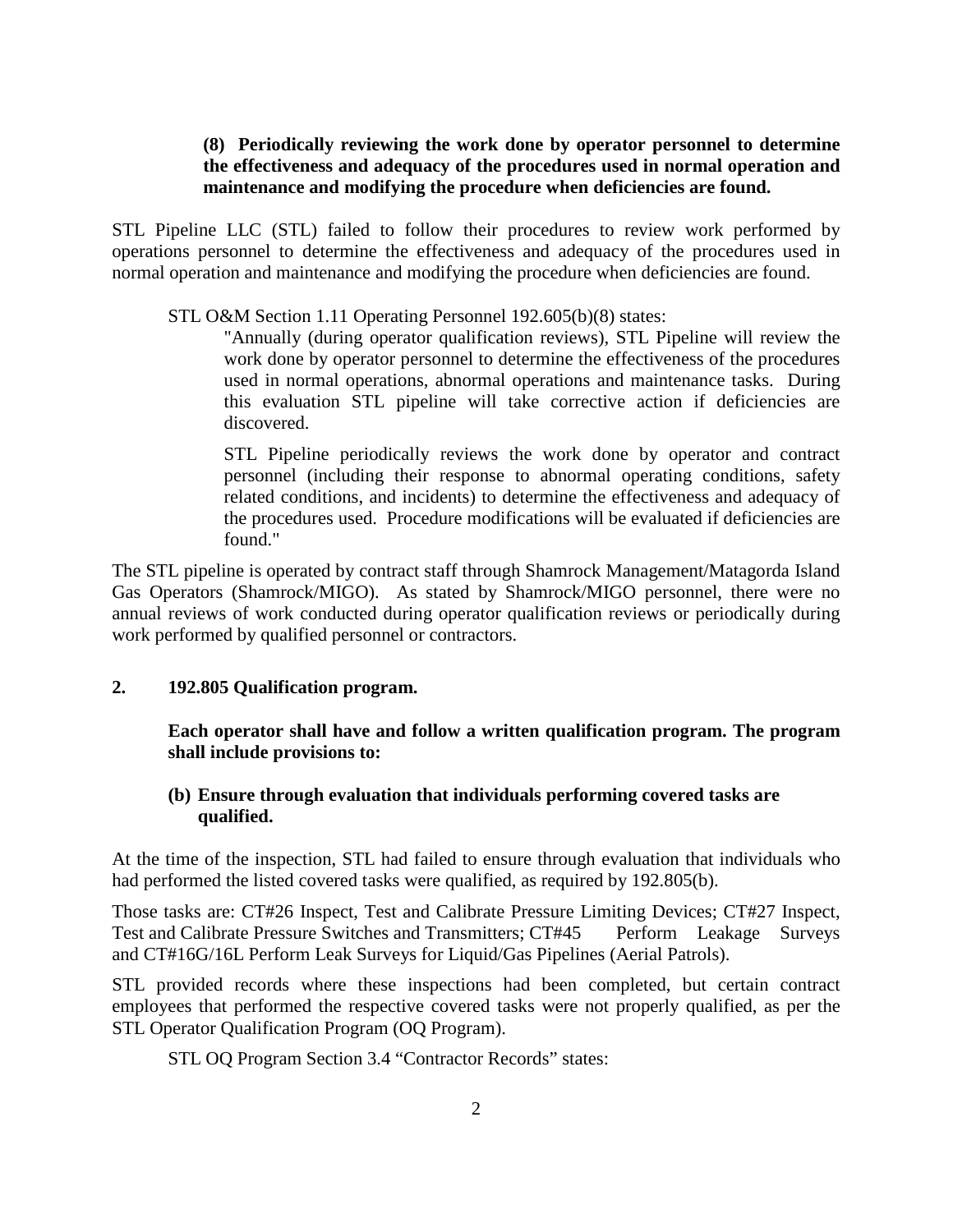**(8) Periodically reviewing the work done by operator personnel to determine the effectiveness and adequacy of the procedures used in normal operation and maintenance and modifying the procedure when deficiencies are found.**

STL Pipeline LLC (STL) failed to follow their procedures to review work performed by operations personnel to determine the effectiveness and adequacy of the procedures used in normal operation and maintenance and modifying the procedure when deficiencies are found.

STL O&M Section 1.11 Operating Personnel 192.605(b)(8) states:

> "Annually (during operator qualification reviews), STL Pipeline will review the work done by operator personnel to determine the effectiveness of the procedures used in normal operations, abnormal operations and maintenance tasks. During this evaluation STL pipeline will take corrective action if deficiencies are discovered.
>
> STL Pipeline periodically reviews the work done by operator and contract personnel (including their response to abnormal operating conditions, safety related conditions, and incidents) to determine the effectiveness and adequacy of the procedures used. Procedure modifications will be evaluated if deficiencies are found."

The STL pipeline is operated by contract staff through Shamrock Management/Matagorda Island Gas Operators (Shamrock/MIGO). As stated by Shamrock/MIGO personnel, there were no annual reviews of work conducted during operator qualification reviews or periodically during work performed by qualified personnel or contractors.

**2. 192.805 Qualification program.**

**Each operator shall have and follow a written qualification program. The program shall include provisions to:**

**(b) Ensure through evaluation that individuals performing covered tasks are qualified.**

At the time of the inspection, STL had failed to ensure through evaluation that individuals who had performed the listed covered tasks were qualified, as required by 192.805(b).

Those tasks are: CT#26 Inspect, Test and Calibrate Pressure Limiting Devices; CT#27 Inspect, Test and Calibrate Pressure Switches and Transmitters; CT#45 Perform Leakage Surveys and CT#16G/16L Perform Leak Surveys for Liquid/Gas Pipelines (Aerial Patrols).

STL provided records where these inspections had been completed, but certain contract employees that performed the respective covered tasks were not properly qualified, as per the STL Operator Qualification Program (OQ Program).

STL OQ Program Section 3.4 "Contractor Records" states: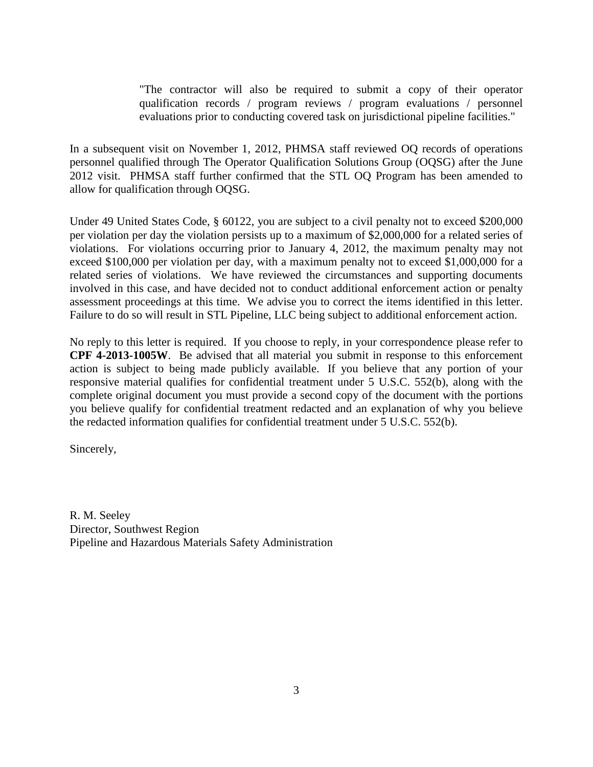> "The contractor will also be required to submit a copy of their operator qualification records / program reviews / program evaluations / personnel evaluations prior to conducting covered task on jurisdictional pipeline facilities."

In a subsequent visit on November 1, 2012, PHMSA staff reviewed OQ records of operations personnel qualified through The Operator Qualification Solutions Group (OQSG) after the June 2012 visit. PHMSA staff further confirmed that the STL OQ Program has been amended to allow for qualification through OQSG.

Under 49 United States Code, § 60122, you are subject to a civil penalty not to exceed $200,000 per violation per day the violation persists up to a maximum of $2,000,000 for a related series of violations. For violations occurring prior to January 4, 2012, the maximum penalty may not exceed $100,000 per violation per day, with a maximum penalty not to exceed $1,000,000 for a related series of violations. We have reviewed the circumstances and supporting documents involved in this case, and have decided not to conduct additional enforcement action or penalty assessment proceedings at this time. We advise you to correct the items identified in this letter. Failure to do so will result in STL Pipeline, LLC being subject to additional enforcement action.

No reply to this letter is required. If you choose to reply, in your correspondence please refer to **CPF 4-2013-1005W**. Be advised that all material you submit in response to this enforcement action is subject to being made publicly available. If you believe that any portion of your responsive material qualifies for confidential treatment under 5 U.S.C. 552(b), along with the complete original document you must provide a second copy of the document with the portions you believe qualify for confidential treatment redacted and an explanation of why you believe the redacted information qualifies for confidential treatment under 5 U.S.C. 552(b).

Sincerely,

R. M. Seeley
Director, Southwest Region
Pipeline and Hazardous Materials Safety Administration